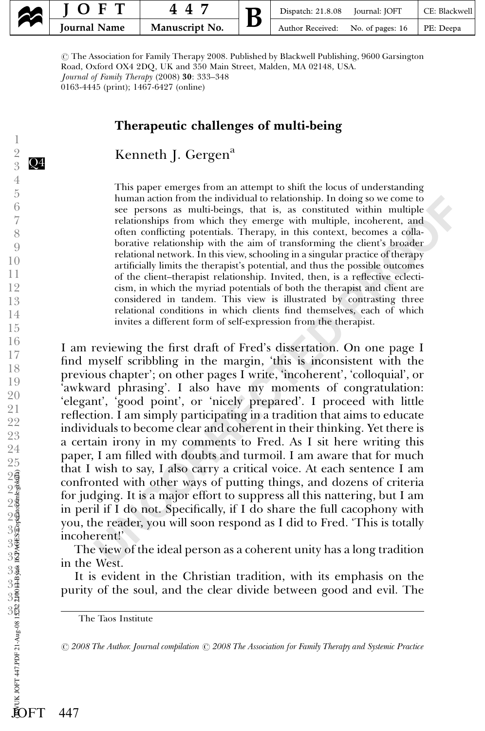© The Association for Family Therapy 2008. Published by Blackwell Publishing, 9600 Garsington Road, Oxford OX4 2DQ, UK and 350 Main Street, Malden, MA 02148, USA.
*Journal of Family Therapy* (2008) **30**: 333–348
0163-4445 (print); 1467-6427 (online)

# Therapeutic challenges of multi-being

Kenneth J. Gergen[a]

This paper emerges from an attempt to shift the locus of understanding human action from the individual to relationship. In doing so we come to see persons as multi-beings, that is, as constituted within multiple relationships from which they emerge with multiple, incoherent, and often conflicting potentials. Therapy, in this context, becomes a collaborative relationship with the aim of transforming the client's broader relational network. In this view, schooling in a singular practice of therapy artificially limits the therapist's potential, and thus the possible outcomes of the client–therapist relationship. Invited, then, is a reflective eclecticism, in which the myriad potentials of both the therapist and client are considered in tandem. This view is illustrated by contrasting three relational conditions in which clients find themselves, each of which invites a different form of self-expression from the therapist.

I am reviewing the first draft of Fred's dissertation. On one page I find myself scribbling in the margin, 'this is inconsistent with the previous chapter'; on other pages I write, 'incoherent', 'colloquial', or 'awkward phrasing'. I also have my moments of congratulation: 'elegant', 'good point', or 'nicely prepared'. I proceed with little reflection. I am simply participating in a tradition that aims to educate individuals to become clear and coherent in their thinking. Yet there is a certain irony in my comments to Fred. As I sit here writing this paper, I am filled with doubts and turmoil. I am aware that for much that I wish to say, I also carry a critical voice. At each sentence I am confronted with other ways of putting things, and dozens of criteria for judging. It is a major effort to suppress all this nattering, but I am in peril if I do not. Specifically, if I do share the full cacophony with you, the reader, you will soon respond as I did to Fred. 'This is totally incoherent!'

The view of the ideal person as a coherent unity has a long tradition in the West.

It is evident in the Christian tradition, with its emphasis on the purity of the soul, and the clear divide between good and evil. The

[a] The Taos Institute

*© 2008 The Author. Journal compilation © 2008 The Association for Family Therapy and Systemic Practice*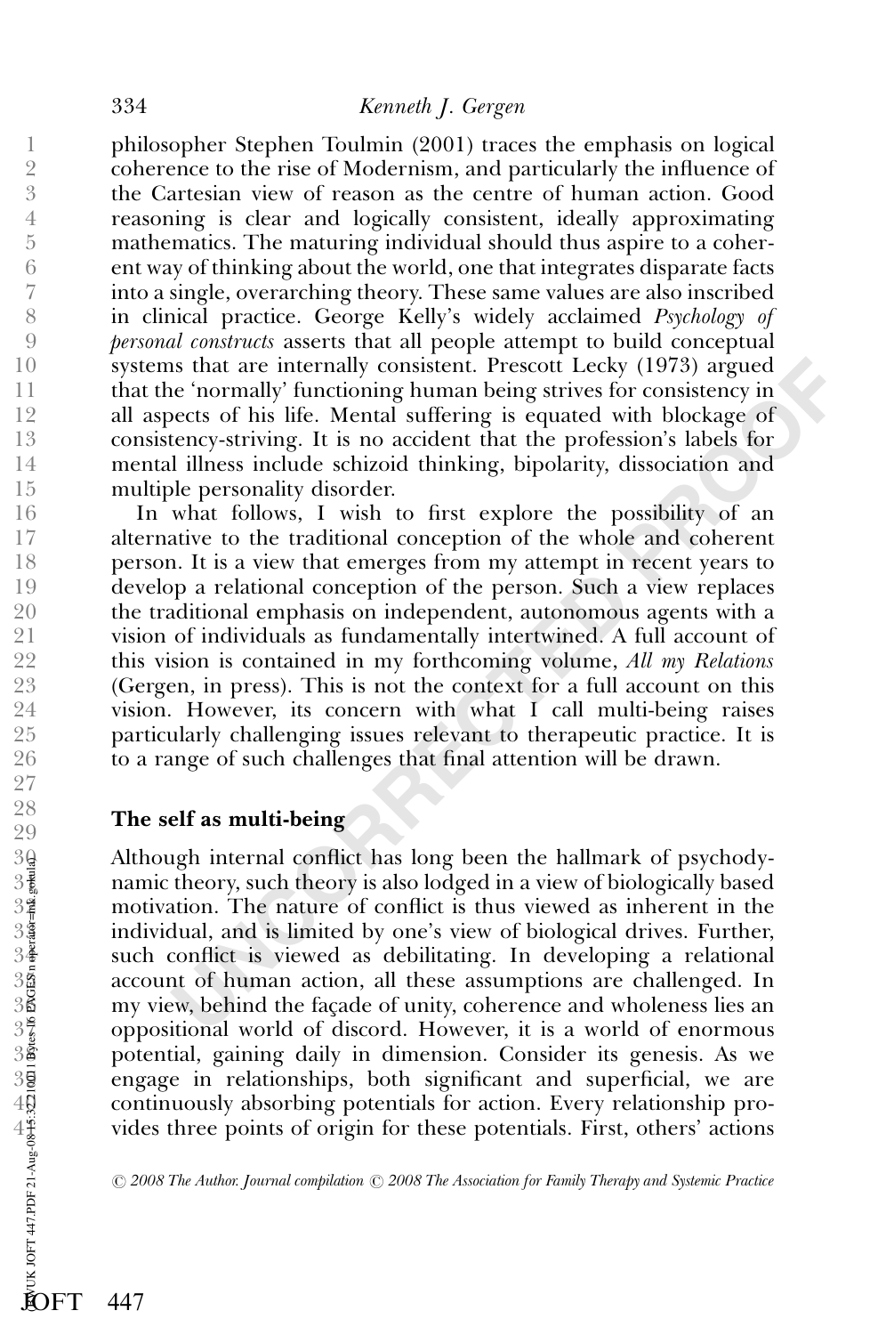philosopher Stephen Toulmin (2001) traces the emphasis on logical coherence to the rise of Modernism, and particularly the influence of the Cartesian view of reason as the centre of human action. Good reasoning is clear and logically consistent, ideally approximating mathematics. The maturing individual should thus aspire to a coherent way of thinking about the world, one that integrates disparate facts into a single, overarching theory. These same values are also inscribed in clinical practice. George Kelly's widely acclaimed *Psychology of personal constructs* asserts that all people attempt to build conceptual systems that are internally consistent. Prescott Lecky (1973) argued that the 'normally' functioning human being strives for consistency in all aspects of his life. Mental suffering is equated with blockage of consistency-striving. It is no accident that the profession's labels for mental illness include schizoid thinking, bipolarity, dissociation and multiple personality disorder.

In what follows, I wish to first explore the possibility of an alternative to the traditional conception of the whole and coherent person. It is a view that emerges from my attempt in recent years to develop a relational conception of the person. Such a view replaces the traditional emphasis on independent, autonomous agents with a vision of individuals as fundamentally intertwined. A full account of this vision is contained in my forthcoming volume, *All my Relations* (Gergen, in press). This is not the context for a full account on this vision. However, its concern with what I call multi-being raises particularly challenging issues relevant to therapeutic practice. It is to a range of such challenges that final attention will be drawn.

## The self as multi-being

Although internal conflict has long been the hallmark of psychodynamic theory, such theory is also lodged in a view of biologically based motivation. The nature of conflict is thus viewed as inherent in the individual, and is limited by one's view of biological drives. Further, such conflict is viewed as debilitating. In developing a relational account of human action, all these assumptions are challenged. In my view, behind the façade of unity, coherence and wholeness lies an oppositional world of discord. However, it is a world of enormous potential, gaining daily in dimension. Consider its genesis. As we engage in relationships, both significant and superficial, we are continuously absorbing potentials for action. Every relationship provides three points of origin for these potentials. First, others' actions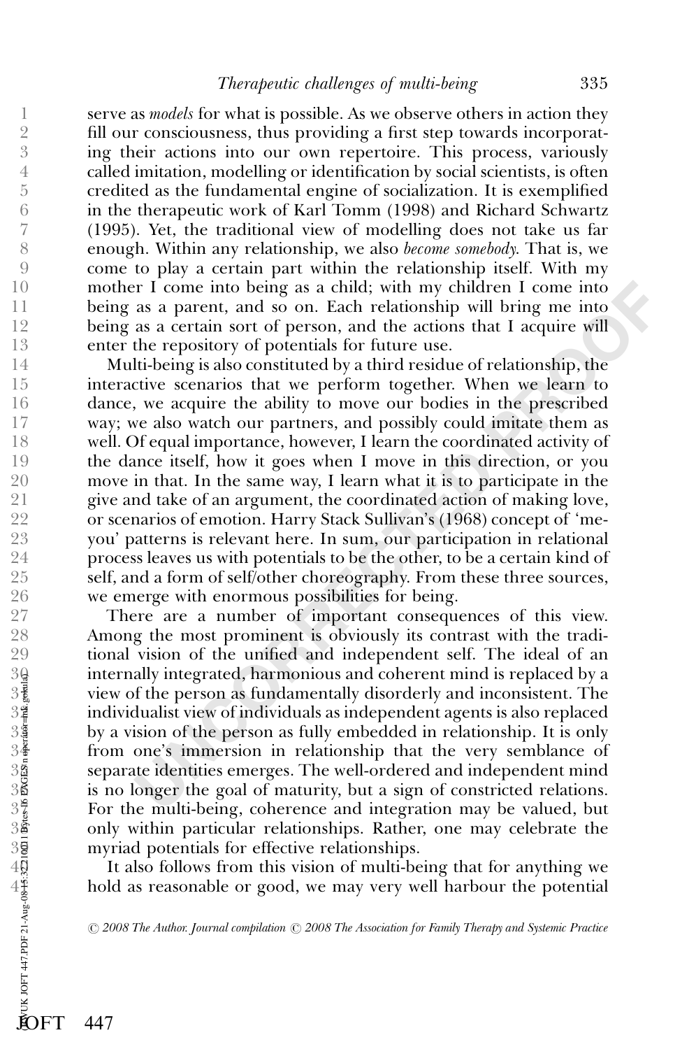serve as *models* for what is possible. As we observe others in action they fill our consciousness, thus providing a first step towards incorporating their actions into our own repertoire. This process, variously called imitation, modelling or identification by social scientists, is often credited as the fundamental engine of socialization. It is exemplified in the therapeutic work of Karl Tomm (1998) and Richard Schwartz (1995). Yet, the traditional view of modelling does not take us far enough. Within any relationship, we also *become somebody*. That is, we come to play a certain part within the relationship itself. With my mother I come into being as a child; with my children I come into being as a parent, and so on. Each relationship will bring me into being as a certain sort of person, and the actions that I acquire will enter the repository of potentials for future use.

Multi-being is also constituted by a third residue of relationship, the interactive scenarios that we perform together. When we learn to dance, we acquire the ability to move our bodies in the prescribed way; we also watch our partners, and possibly could imitate them as well. Of equal importance, however, I learn the coordinated activity of the dance itself, how it goes when I move in this direction, or you move in that. In the same way, I learn what it is to participate in the give and take of an argument, the coordinated action of making love, or scenarios of emotion. Harry Stack Sullivan's (1968) concept of 'me-you' patterns is relevant here. In sum, our participation in relational process leaves us with potentials to be the other, to be a certain kind of self, and a form of self/other choreography. From these three sources, we emerge with enormous possibilities for being.

There are a number of important consequences of this view. Among the most prominent is obviously its contrast with the traditional vision of the unified and independent self. The ideal of an internally integrated, harmonious and coherent mind is replaced by a view of the person as fundamentally disorderly and inconsistent. The individualist view of individuals as independent agents is also replaced by a vision of the person as fully embedded in relationship. It is only from one's immersion in relationship that the very semblance of separate identities emerges. The well-ordered and independent mind is no longer the goal of maturity, but a sign of constricted relations. For the multi-being, coherence and integration may be valued, but only within particular relationships. Rather, one may celebrate the myriad potentials for effective relationships.

It also follows from this vision of multi-being that for anything we hold as reasonable or good, we may very well harbour the potential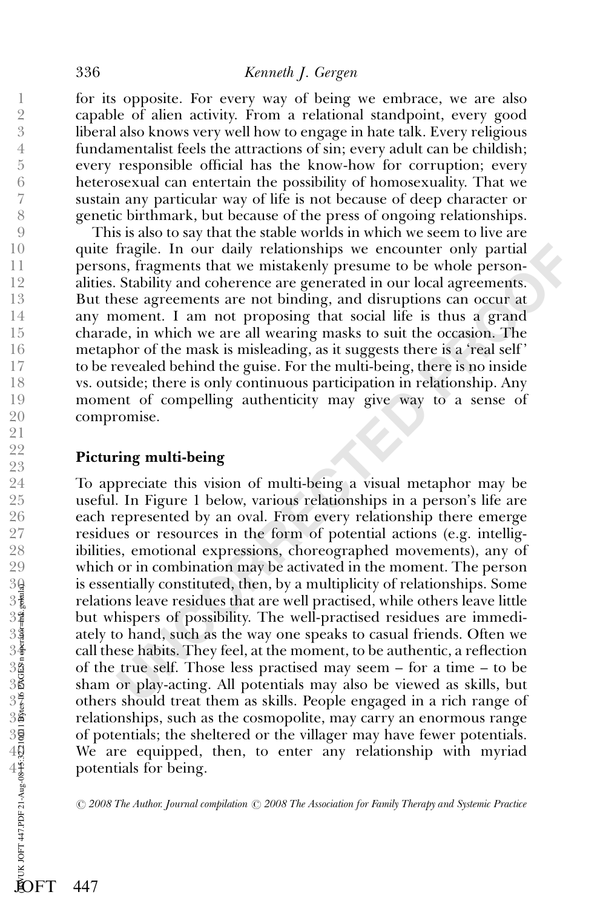for its opposite. For every way of being we embrace, we are also capable of alien activity. From a relational standpoint, every good liberal also knows very well how to engage in hate talk. Every religious fundamentalist feels the attractions of sin; every adult can be childish; every responsible official has the know-how for corruption; every heterosexual can entertain the possibility of homosexuality. That we sustain any particular way of life is not because of deep character or genetic birthmark, but because of the press of ongoing relationships.

This is also to say that the stable worlds in which we seem to live are quite fragile. In our daily relationships we encounter only partial persons, fragments that we mistakenly presume to be whole personalities. Stability and coherence are generated in our local agreements. But these agreements are not binding, and disruptions can occur at any moment. I am not proposing that social life is thus a grand charade, in which we are all wearing masks to suit the occasion. The metaphor of the mask is misleading, as it suggests there is a 'real self' to be revealed behind the guise. For the multi-being, there is no inside vs. outside; there is only continuous participation in relationship. Any moment of compelling authenticity may give way to a sense of compromise.

## Picturing multi-being

To appreciate this vision of multi-being a visual metaphor may be useful. In Figure 1 below, various relationships in a person's life are each represented by an oval. From every relationship there emerge residues or resources in the form of potential actions (e.g. intelligibilities, emotional expressions, choreographed movements), any of which or in combination may be activated in the moment. The person is essentially constituted, then, by a multiplicity of relationships. Some relations leave residues that are well practised, while others leave little but whispers of possibility. The well-practised residues are immediately to hand, such as the way one speaks to casual friends. Often we call these habits. They feel, at the moment, to be authentic, a reflection of the true self. Those less practised may seem – for a time – to be sham or play-acting. All potentials may also be viewed as skills, but others should treat them as skills. People engaged in a rich range of relationships, such as the cosmopolite, may carry an enormous range of potentials; the sheltered or the villager may have fewer potentials. We are equipped, then, to enter any relationship with myriad potentials for being.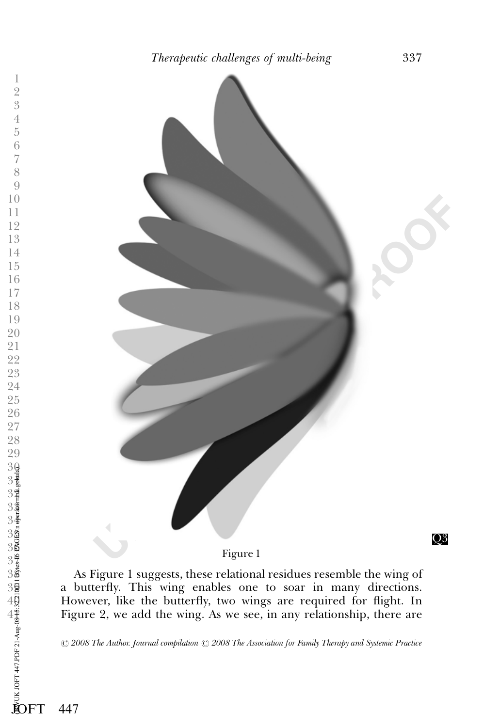Figure 1

As Figure 1 suggests, these relational residues resemble the wing of a butterfly. This wing enables one to soar in many directions. However, like the butterfly, two wings are required for flight. In Figure 2, we add the wing. As we see, in any relationship, there are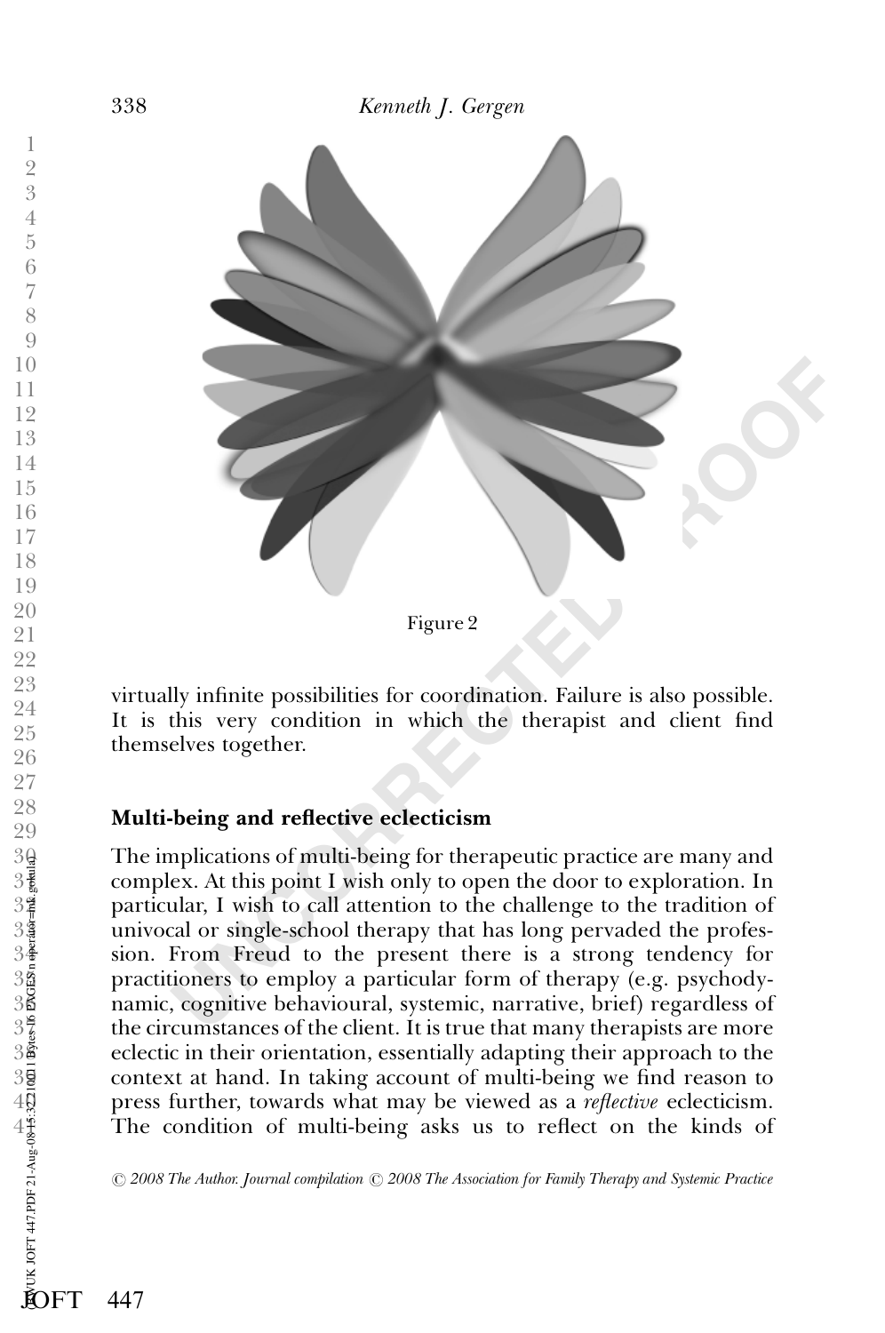Figure 2

virtually infinite possibilities for coordination. Failure is also possible. It is this very condition in which the therapist and client find themselves together.

## Multi-being and reflective eclecticism

The implications of multi-being for therapeutic practice are many and complex. At this point I wish only to open the door to exploration. In particular, I wish to call attention to the challenge to the tradition of univocal or single-school therapy that has long pervaded the profession. From Freud to the present there is a strong tendency for practitioners to employ a particular form of therapy (e.g. psychodynamic, cognitive behavioural, systemic, narrative, brief) regardless of the circumstances of the client. It is true that many therapists are more eclectic in their orientation, essentially adapting their approach to the context at hand. In taking account of multi-being we find reason to press further, towards what may be viewed as a *reflective* eclecticism. The condition of multi-being asks us to reflect on the kinds of

© 2008 The Author. Journal compilation © 2008 The Association for Family Therapy and Systemic Practice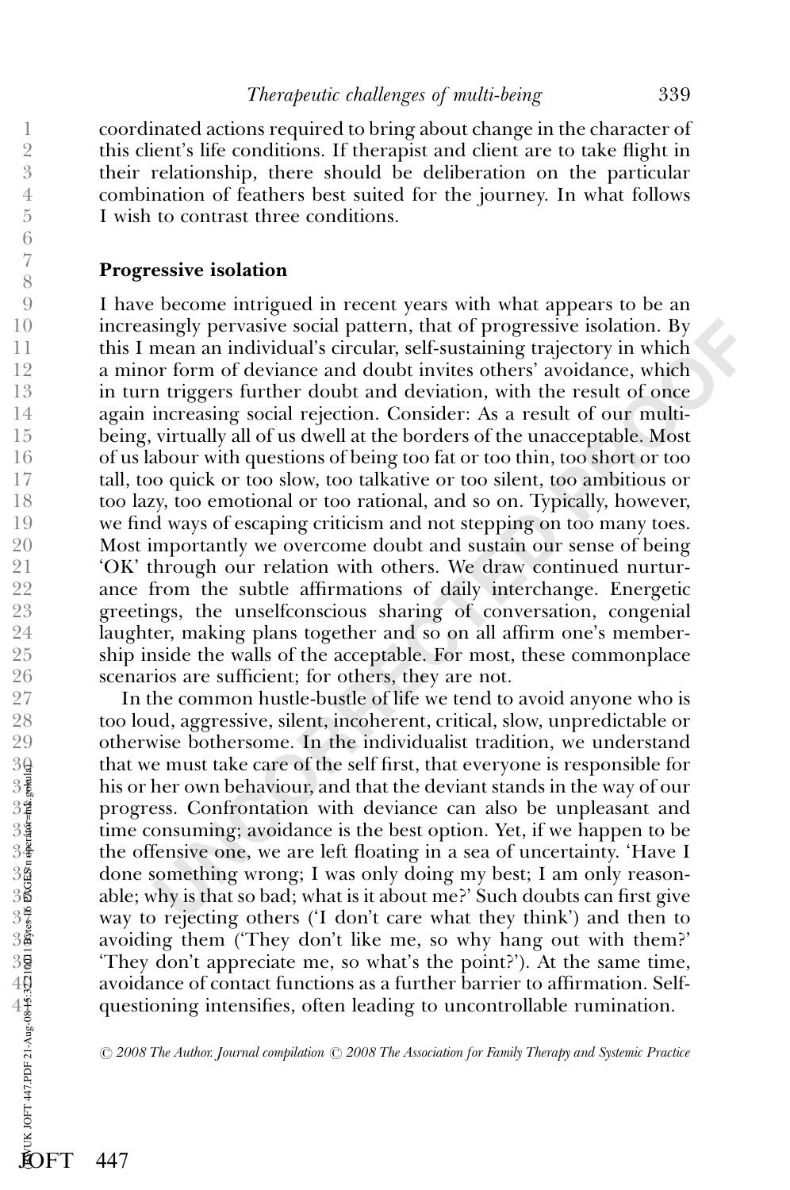coordinated actions required to bring about change in the character of this client's life conditions. If therapist and client are to take flight in their relationship, there should be deliberation on the particular combination of feathers best suited for the journey. In what follows I wish to contrast three conditions.

## Progressive isolation

I have become intrigued in recent years with what appears to be an increasingly pervasive social pattern, that of progressive isolation. By this I mean an individual's circular, self-sustaining trajectory in which a minor form of deviance and doubt invites others' avoidance, which in turn triggers further doubt and deviation, with the result of once again increasing social rejection. Consider: As a result of our multi-being, virtually all of us dwell at the borders of the unacceptable. Most of us labour with questions of being too fat or too thin, too short or too tall, too quick or too slow, too talkative or too silent, too ambitious or too lazy, too emotional or too rational, and so on. Typically, however, we find ways of escaping criticism and not stepping on too many toes. Most importantly we overcome doubt and sustain our sense of being 'OK' through our relation with others. We draw continued nurturance from the subtle affirmations of daily interchange. Energetic greetings, the unselfconscious sharing of conversation, congenial laughter, making plans together and so on all affirm one's membership inside the walls of the acceptable. For most, these commonplace scenarios are sufficient; for others, they are not.

In the common hustle-bustle of life we tend to avoid anyone who is too loud, aggressive, silent, incoherent, critical, slow, unpredictable or otherwise bothersome. In the individualist tradition, we understand that we must take care of the self first, that everyone is responsible for his or her own behaviour, and that the deviant stands in the way of our progress. Confrontation with deviance can also be unpleasant and time consuming; avoidance is the best option. Yet, if we happen to be the offensive one, we are left floating in a sea of uncertainty. 'Have I done something wrong; I was only doing my best; I am only reasonable; why is that so bad; what is it about me?' Such doubts can first give way to rejecting others ('I don't care what they think') and then to avoiding them ('They don't like me, so why hang out with them?' 'They don't appreciate me, so what's the point?'). At the same time, avoidance of contact functions as a further barrier to affirmation. Self-questioning intensifies, often leading to uncontrollable rumination.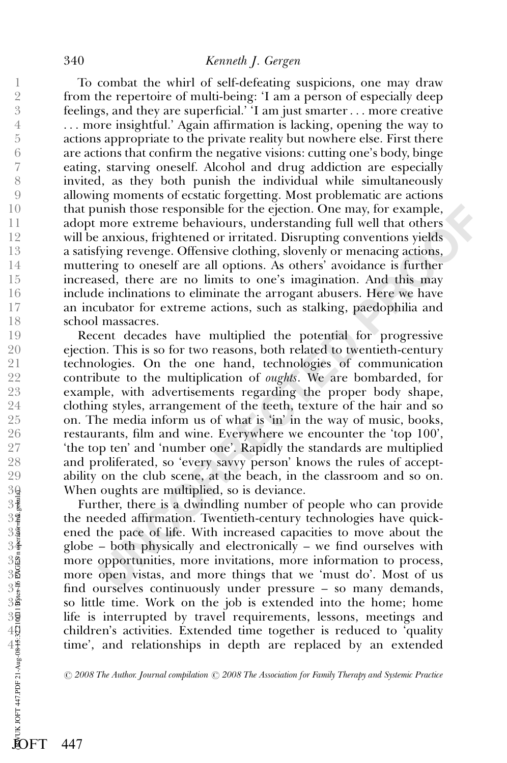To combat the whirl of self-defeating suspicions, one may draw from the repertoire of multi-being: 'I am a person of especially deep feelings, and they are superficial.' 'I am just smarter . . . more creative . . . more insightful.' Again affirmation is lacking, opening the way to actions appropriate to the private reality but nowhere else. First there are actions that confirm the negative visions: cutting one's body, binge eating, starving oneself. Alcohol and drug addiction are especially invited, as they both punish the individual while simultaneously allowing moments of ecstatic forgetting. Most problematic are actions that punish those responsible for the ejection. One may, for example, adopt more extreme behaviours, understanding full well that others will be anxious, frightened or irritated. Disrupting conventions yields a satisfying revenge. Offensive clothing, slovenly or menacing actions, muttering to oneself are all options. As others' avoidance is further increased, there are no limits to one's imagination. And this may include inclinations to eliminate the arrogant abusers. Here we have an incubator for extreme actions, such as stalking, paedophilia and school massacres.

Recent decades have multiplied the potential for progressive ejection. This is so for two reasons, both related to twentieth-century technologies. On the one hand, technologies of communication contribute to the multiplication of *oughts*. We are bombarded, for example, with advertisements regarding the proper body shape, clothing styles, arrangement of the teeth, texture of the hair and so on. The media inform us of what is 'in' in the way of music, books, restaurants, film and wine. Everywhere we encounter the 'top 100', 'the top ten' and 'number one'. Rapidly the standards are multiplied and proliferated, so 'every savvy person' knows the rules of acceptability on the club scene, at the beach, in the classroom and so on. When oughts are multiplied, so is deviance.

Further, there is a dwindling number of people who can provide the needed affirmation. Twentieth-century technologies have quickened the pace of life. With increased capacities to move about the globe – both physically and electronically – we find ourselves with more opportunities, more invitations, more information to process, more open vistas, and more things that we 'must do'. Most of us find ourselves continuously under pressure – so many demands, so little time. Work on the job is extended into the home; home life is interrupted by travel requirements, lessons, meetings and children's activities. Extended time together is reduced to 'quality time', and relationships in depth are replaced by an extended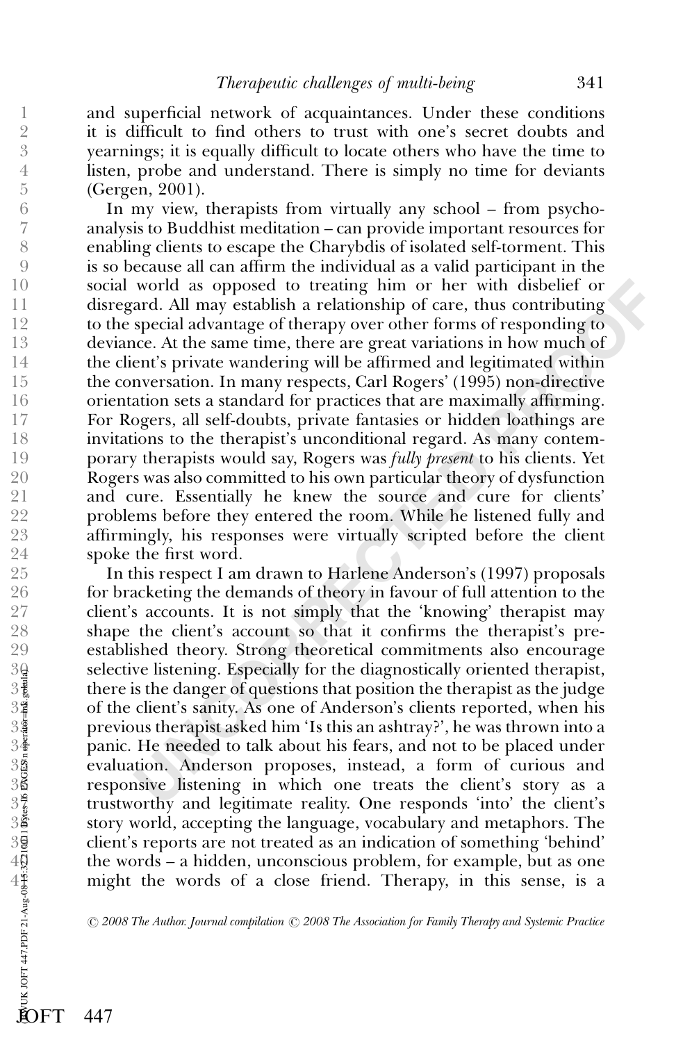and superficial network of acquaintances. Under these conditions it is difficult to find others to trust with one's secret doubts and yearnings; it is equally difficult to locate others who have the time to listen, probe and understand. There is simply no time for deviants (Gergen, 2001).

In my view, therapists from virtually any school – from psychoanalysis to Buddhist meditation – can provide important resources for enabling clients to escape the Charybdis of isolated self-torment. This is so because all can affirm the individual as a valid participant in the social world as opposed to treating him or her with disbelief or disregard. All may establish a relationship of care, thus contributing to the special advantage of therapy over other forms of responding to deviance. At the same time, there are great variations in how much of the client's private wandering will be affirmed and legitimated within the conversation. In many respects, Carl Rogers' (1995) non-directive orientation sets a standard for practices that are maximally affirming. For Rogers, all self-doubts, private fantasies or hidden loathings are invitations to the therapist's unconditional regard. As many contemporary therapists would say, Rogers was *fully present* to his clients. Yet Rogers was also committed to his own particular theory of dysfunction and cure. Essentially he knew the source and cure for clients' problems before they entered the room. While he listened fully and affirmingly, his responses were virtually scripted before the client spoke the first word.

In this respect I am drawn to Harlene Anderson's (1997) proposals for bracketing the demands of theory in favour of full attention to the client's accounts. It is not simply that the 'knowing' therapist may shape the client's account so that it confirms the therapist's pre-established theory. Strong theoretical commitments also encourage selective listening. Especially for the diagnostically oriented therapist, there is the danger of questions that position the therapist as the judge of the client's sanity. As one of Anderson's clients reported, when his previous therapist asked him 'Is this an ashtray?', he was thrown into a panic. He needed to talk about his fears, and not to be placed under evaluation. Anderson proposes, instead, a form of curious and responsive listening in which one treats the client's story as a trustworthy and legitimate reality. One responds 'into' the client's story world, accepting the language, vocabulary and metaphors. The client's reports are not treated as an indication of something 'behind' the words – a hidden, unconscious problem, for example, but as one might the words of a close friend. Therapy, in this sense, is a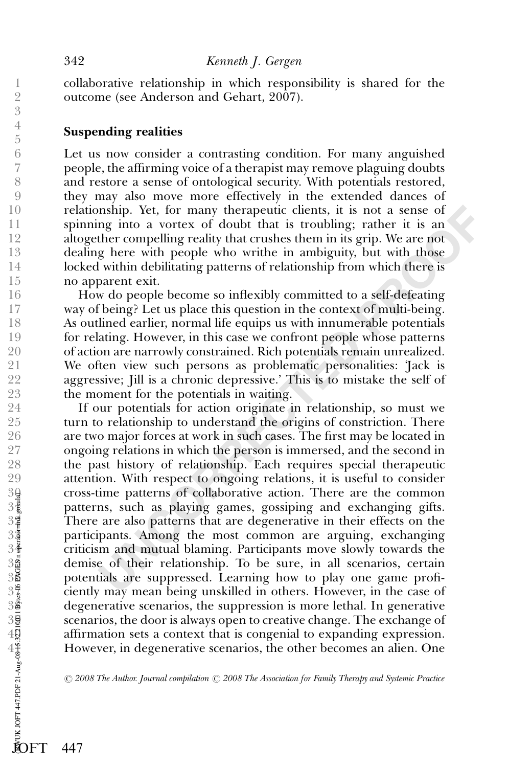collaborative relationship in which responsibility is shared for the outcome (see Anderson and Gehart, 2007).

### Suspending realities

Let us now consider a contrasting condition. For many anguished people, the affirming voice of a therapist may remove plaguing doubts and restore a sense of ontological security. With potentials restored, they may also move more effectively in the extended dances of relationship. Yet, for many therapeutic clients, it is not a sense of spinning into a vortex of doubt that is troubling; rather it is an altogether compelling reality that crushes them in its grip. We are not dealing here with people who writhe in ambiguity, but with those locked within debilitating patterns of relationship from which there is no apparent exit.

How do people become so inflexibly committed to a self-defeating way of being? Let us place this question in the context of multi-being. As outlined earlier, normal life equips us with innumerable potentials for relating. However, in this case we confront people whose patterns of action are narrowly constrained. Rich potentials remain unrealized. We often view such persons as problematic personalities: 'Jack is aggressive; Jill is a chronic depressive.' This is to mistake the self of the moment for the potentials in waiting.

If our potentials for action originate in relationship, so must we turn to relationship to understand the origins of constriction. There are two major forces at work in such cases. The first may be located in ongoing relations in which the person is immersed, and the second in the past history of relationship. Each requires special therapeutic attention. With respect to ongoing relations, it is useful to consider cross-time patterns of collaborative action. There are the common patterns, such as playing games, gossiping and exchanging gifts. There are also patterns that are degenerative in their effects on the participants. Among the most common are arguing, exchanging criticism and mutual blaming. Participants move slowly towards the demise of their relationship. To be sure, in all scenarios, certain potentials are suppressed. Learning how to play one game proficiently may mean being unskilled in others. However, in the case of degenerative scenarios, the suppression is more lethal. In generative scenarios, the door is always open to creative change. The exchange of affirmation sets a context that is congenial to expanding expression. However, in degenerative scenarios, the other becomes an alien. One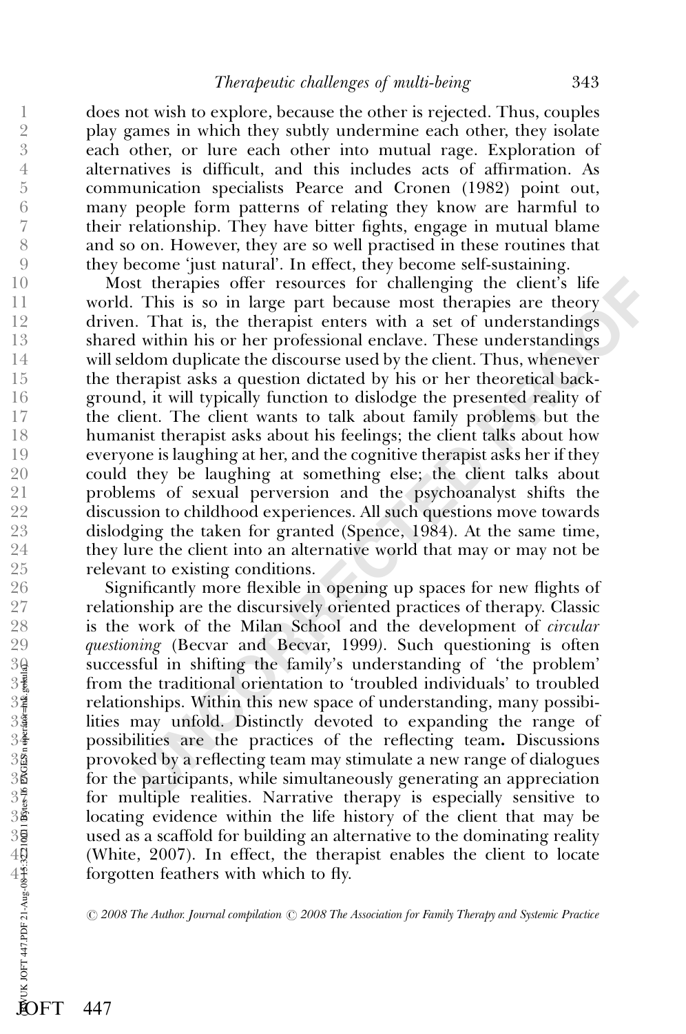does not wish to explore, because the other is rejected. Thus, couples play games in which they subtly undermine each other, they isolate each other, or lure each other into mutual rage. Exploration of alternatives is difficult, and this includes acts of affirmation. As communication specialists Pearce and Cronen (1982) point out, many people form patterns of relating they know are harmful to their relationship. They have bitter fights, engage in mutual blame and so on. However, they are so well practised in these routines that they become 'just natural'. In effect, they become self-sustaining.

Most therapies offer resources for challenging the client's life world. This is so in large part because most therapies are theory driven. That is, the therapist enters with a set of understandings shared within his or her professional enclave. These understandings will seldom duplicate the discourse used by the client. Thus, whenever the therapist asks a question dictated by his or her theoretical background, it will typically function to dislodge the presented reality of the client. The client wants to talk about family problems but the humanist therapist asks about his feelings; the client talks about how everyone is laughing at her, and the cognitive therapist asks her if they could they be laughing at something else; the client talks about problems of sexual perversion and the psychoanalyst shifts the discussion to childhood experiences. All such questions move towards dislodging the taken for granted (Spence, 1984). At the same time, they lure the client into an alternative world that may or may not be relevant to existing conditions.

Significantly more flexible in opening up spaces for new flights of relationship are the discursively oriented practices of therapy. Classic is the work of the Milan School and the development of *circular questioning* (Becvar and Becvar, 1999). Such questioning is often successful in shifting the family's understanding of 'the problem' from the traditional orientation to 'troubled individuals' to troubled relationships. Within this new space of understanding, many possibilities may unfold. Distinctly devoted to expanding the range of possibilities are the practices of the reflecting team**.** Discussions provoked by a reflecting team may stimulate a new range of dialogues for the participants, while simultaneously generating an appreciation for multiple realities. Narrative therapy is especially sensitive to locating evidence within the life history of the client that may be used as a scaffold for building an alternative to the dominating reality (White, 2007). In effect, the therapist enables the client to locate forgotten feathers with which to fly.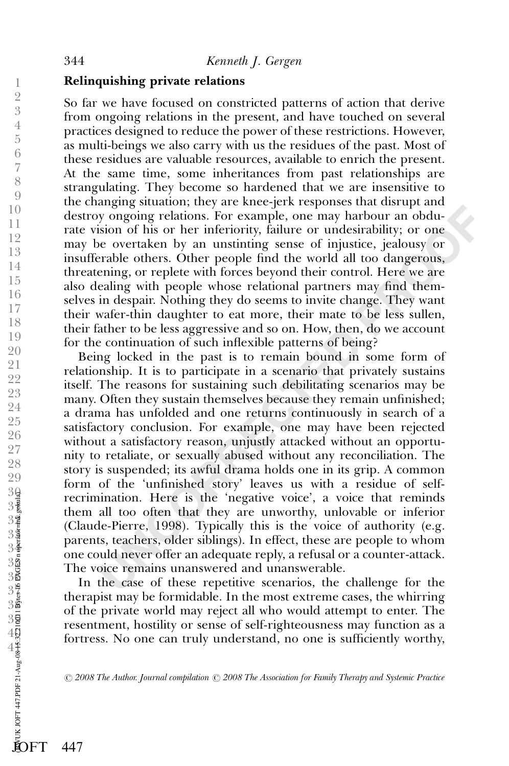## Relinquishing private relations

So far we have focused on constricted patterns of action that derive from ongoing relations in the present, and have touched on several practices designed to reduce the power of these restrictions. However, as multi-beings we also carry with us the residues of the past. Most of these residues are valuable resources, available to enrich the present. At the same time, some inheritances from past relationships are strangulating. They become so hardened that we are insensitive to the changing situation; they are knee-jerk responses that disrupt and destroy ongoing relations. For example, one may harbour an obdurate vision of his or her inferiority, failure or undesirability; or one may be overtaken by an unstinting sense of injustice, jealousy or insufferable others. Other people find the world all too dangerous, threatening, or replete with forces beyond their control. Here we are also dealing with people whose relational partners may find themselves in despair. Nothing they do seems to invite change. They want their wafer-thin daughter to eat more, their mate to be less sullen, their father to be less aggressive and so on. How, then, do we account for the continuation of such inflexible patterns of being?

Being locked in the past is to remain bound in some form of relationship. It is to participate in a scenario that privately sustains itself. The reasons for sustaining such debilitating scenarios may be many. Often they sustain themselves because they remain unfinished; a drama has unfolded and one returns continuously in search of a satisfactory conclusion. For example, one may have been rejected without a satisfactory reason, unjustly attacked without an opportunity to retaliate, or sexually abused without any reconciliation. The story is suspended; its awful drama holds one in its grip. A common form of the 'unfinished story' leaves us with a residue of self-recrimination. Here is the 'negative voice', a voice that reminds them all too often that they are unworthy, unlovable or inferior (Claude-Pierre, 1998). Typically this is the voice of authority (e.g. parents, teachers, older siblings). In effect, these are people to whom one could never offer an adequate reply, a refusal or a counter-attack. The voice remains unanswered and unanswerable.

In the case of these repetitive scenarios, the challenge for the therapist may be formidable. In the most extreme cases, the whirring of the private world may reject all who would attempt to enter. The resentment, hostility or sense of self-righteousness may function as a fortress. No one can truly understand, no one is sufficiently worthy,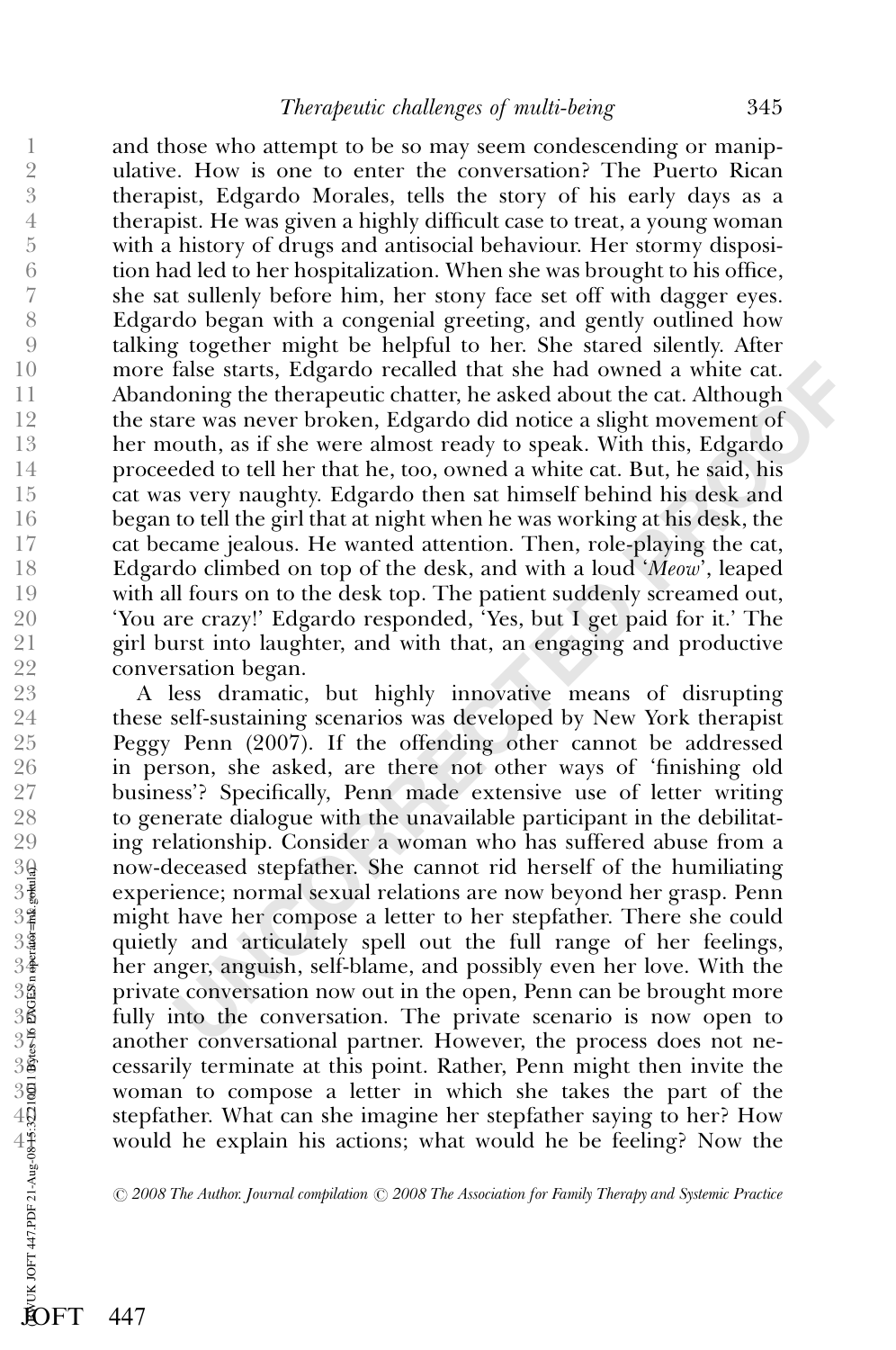and those who attempt to be so may seem condescending or manipulative. How is one to enter the conversation? The Puerto Rican therapist, Edgardo Morales, tells the story of his early days as a therapist. He was given a highly difficult case to treat, a young woman with a history of drugs and antisocial behaviour. Her stormy disposition had led to her hospitalization. When she was brought to his office, she sat sullenly before him, her stony face set off with dagger eyes. Edgardo began with a congenial greeting, and gently outlined how talking together might be helpful to her. She stared silently. After more false starts, Edgardo recalled that she had owned a white cat. Abandoning the therapeutic chatter, he asked about the cat. Although the stare was never broken, Edgardo did notice a slight movement of her mouth, as if she were almost ready to speak. With this, Edgardo proceeded to tell her that he, too, owned a white cat. But, he said, his cat was very naughty. Edgardo then sat himself behind his desk and began to tell the girl that at night when he was working at his desk, the cat became jealous. He wanted attention. Then, role-playing the cat, Edgardo climbed on top of the desk, and with a loud '*Meow*', leaped with all fours on to the desk top. The patient suddenly screamed out, 'You are crazy!' Edgardo responded, 'Yes, but I get paid for it.' The girl burst into laughter, and with that, an engaging and productive conversation began.

A less dramatic, but highly innovative means of disrupting these self-sustaining scenarios was developed by New York therapist Peggy Penn (2007). If the offending other cannot be addressed in person, she asked, are there not other ways of 'finishing old business'? Specifically, Penn made extensive use of letter writing to generate dialogue with the unavailable participant in the debilitating relationship. Consider a woman who has suffered abuse from a now-deceased stepfather. She cannot rid herself of the humiliating experience; normal sexual relations are now beyond her grasp. Penn might have her compose a letter to her stepfather. There she could quietly and articulately spell out the full range of her feelings, her anger, anguish, self-blame, and possibly even her love. With the private conversation now out in the open, Penn can be brought more fully into the conversation. The private scenario is now open to another conversational partner. However, the process does not necessarily terminate at this point. Rather, Penn might then invite the woman to compose a letter in which she takes the part of the stepfather. What can she imagine her stepfather saying to her? How would he explain his actions; what would he be feeling? Now the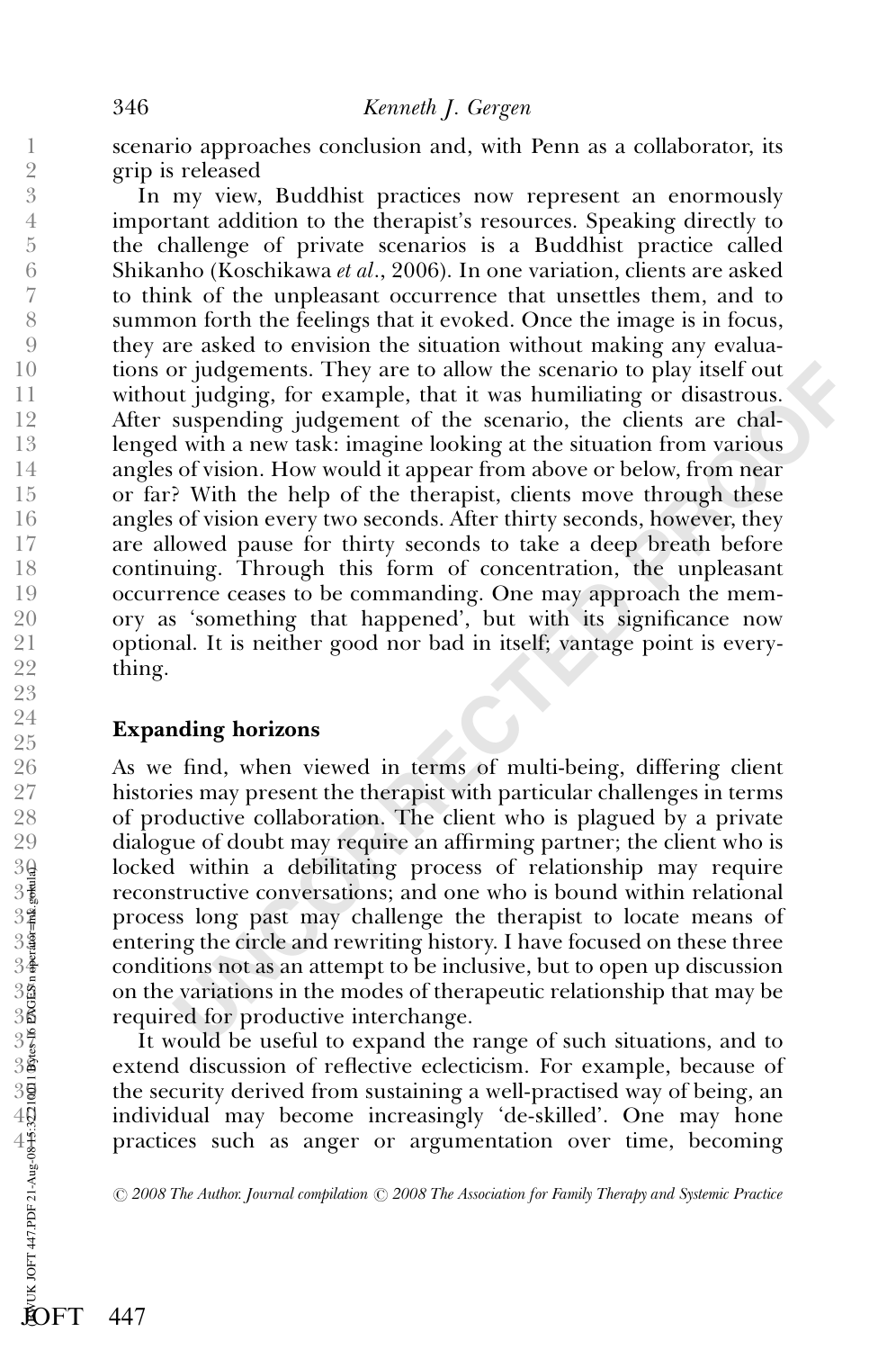scenario approaches conclusion and, with Penn as a collaborator, its grip is released

In my view, Buddhist practices now represent an enormously important addition to the therapist's resources. Speaking directly to the challenge of private scenarios is a Buddhist practice called Shikanho (Koschikawa *et al*., 2006). In one variation, clients are asked to think of the unpleasant occurrence that unsettles them, and to summon forth the feelings that it evoked. Once the image is in focus, they are asked to envision the situation without making any evaluations or judgements. They are to allow the scenario to play itself out without judging, for example, that it was humiliating or disastrous. After suspending judgement of the scenario, the clients are challenged with a new task: imagine looking at the situation from various angles of vision. How would it appear from above or below, from near or far? With the help of the therapist, clients move through these angles of vision every two seconds. After thirty seconds, however, they are allowed pause for thirty seconds to take a deep breath before continuing. Through this form of concentration, the unpleasant occurrence ceases to be commanding. One may approach the memory as 'something that happened', but with its significance now optional. It is neither good nor bad in itself; vantage point is everything.

## Expanding horizons

As we find, when viewed in terms of multi-being, differing client histories may present the therapist with particular challenges in terms of productive collaboration. The client who is plagued by a private dialogue of doubt may require an affirming partner; the client who is locked within a debilitating process of relationship may require reconstructive conversations; and one who is bound within relational process long past may challenge the therapist to locate means of entering the circle and rewriting history. I have focused on these three conditions not as an attempt to be inclusive, but to open up discussion on the variations in the modes of therapeutic relationship that may be required for productive interchange.

It would be useful to expand the range of such situations, and to extend discussion of reflective eclecticism. For example, because of the security derived from sustaining a well-practised way of being, an individual may become increasingly 'de-skilled'. One may hone practices such as anger or argumentation over time, becoming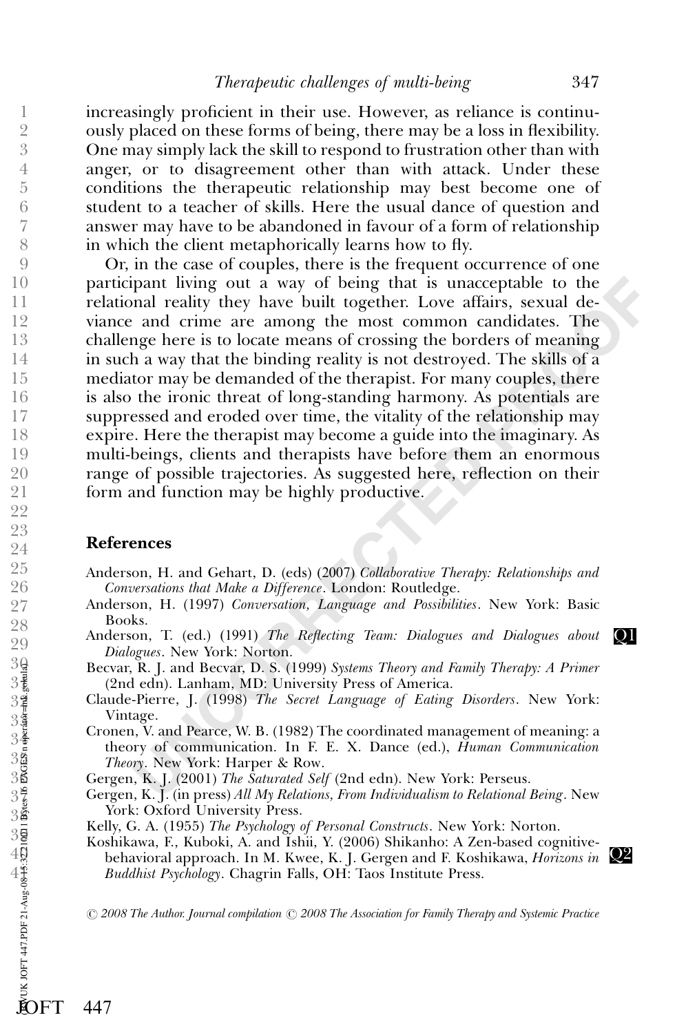increasingly proficient in their use. However, as reliance is continuously placed on these forms of being, there may be a loss in flexibility. One may simply lack the skill to respond to frustration other than with anger, or to disagreement other than with attack. Under these conditions the therapeutic relationship may best become one of student to a teacher of skills. Here the usual dance of question and answer may have to be abandoned in favour of a form of relationship in which the client metaphorically learns how to fly.

Or, in the case of couples, there is the frequent occurrence of one participant living out a way of being that is unacceptable to the relational reality they have built together. Love affairs, sexual deviance and crime are among the most common candidates. The challenge here is to locate means of crossing the borders of meaning in such a way that the binding reality is not destroyed. The skills of a mediator may be demanded of the therapist. For many couples, there is also the ironic threat of long-standing harmony. As potentials are suppressed and eroded over time, the vitality of the relationship may expire. Here the therapist may become a guide into the imaginary. As multi-beings, clients and therapists have before them an enormous range of possible trajectories. As suggested here, reflection on their form and function may be highly productive.

## References

Anderson, H. and Gehart, D. (eds) (2007) *Collaborative Therapy: Relationships and Conversations that Make a Difference*. London: Routledge.

Anderson, H. (1997) *Conversation, Language and Possibilities*. New York: Basic Books.

Anderson, T. (ed.) (1991) *The Reflecting Team: Dialogues and Dialogues about Dialogues*. New York: Norton. Q1

Becvar, R. J. and Becvar, D. S. (1999) *Systems Theory and Family Therapy: A Primer* (2nd edn). Lanham, MD: University Press of America.

Claude-Pierre, J. (1998) *The Secret Language of Eating Disorders*. New York: Vintage.

Cronen, V. and Pearce, W. B. (1982) The coordinated management of meaning: a theory of communication. In F. E. X. Dance (ed.), *Human Communication Theory*. New York: Harper & Row.

Gergen, K. J. (2001) *The Saturated Self* (2nd edn). New York: Perseus.

Gergen, K. J. (in press) *All My Relations, From Individualism to Relational Being*. New York: Oxford University Press.

Kelly, G. A. (1955) *The Psychology of Personal Constructs*. New York: Norton.

Koshikawa, F., Kuboki, A. and Ishii, Y. (2006) Shikanho: A Zen-based cognitive-behavioral approach. In M. Kwee, K. J. Gergen and F. Koshikawa, *Horizons in Buddhist Psychology*. Chagrin Falls, OH: Taos Institute Press. Q2

© 2008 The Author. Journal compilation © 2008 The Association for Family Therapy and Systemic Practice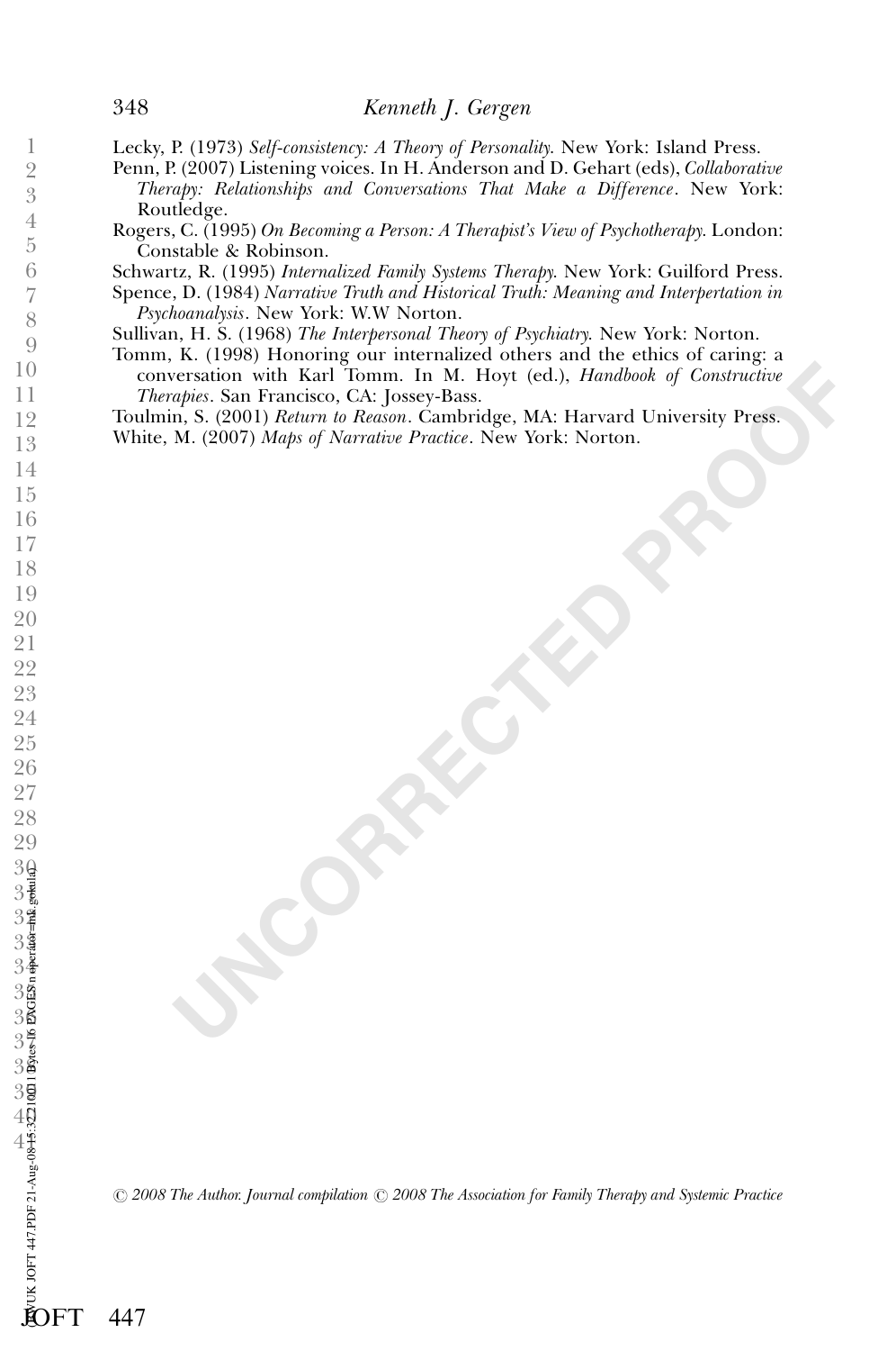Lecky, P. (1973) *Self-consistency: A Theory of Personality.* New York: Island Press.

Penn, P. (2007) Listening voices. In H. Anderson and D. Gehart (eds), *Collaborative Therapy: Relationships and Conversations That Make a Difference*. New York: Routledge.

Rogers, C. (1995) *On Becoming a Person: A Therapist's View of Psychotherapy.* London: Constable & Robinson.

Schwartz, R. (1995) *Internalized Family Systems Therapy.* New York: Guilford Press.

Spence, D. (1984) *Narrative Truth and Historical Truth: Meaning and Interpertation in Psychoanalysis*. New York: W.W Norton.

Sullivan, H. S. (1968) *The Interpersonal Theory of Psychiatry.* New York: Norton.

Tomm, K. (1998) Honoring our internalized others and the ethics of caring: a conversation with Karl Tomm. In M. Hoyt (ed.), *Handbook of Constructive Therapies*. San Francisco, CA: Jossey-Bass.

Toulmin, S. (2001) *Return to Reason*. Cambridge, MA: Harvard University Press.

White, M. (2007) *Maps of Narrative Practice*. New York: Norton.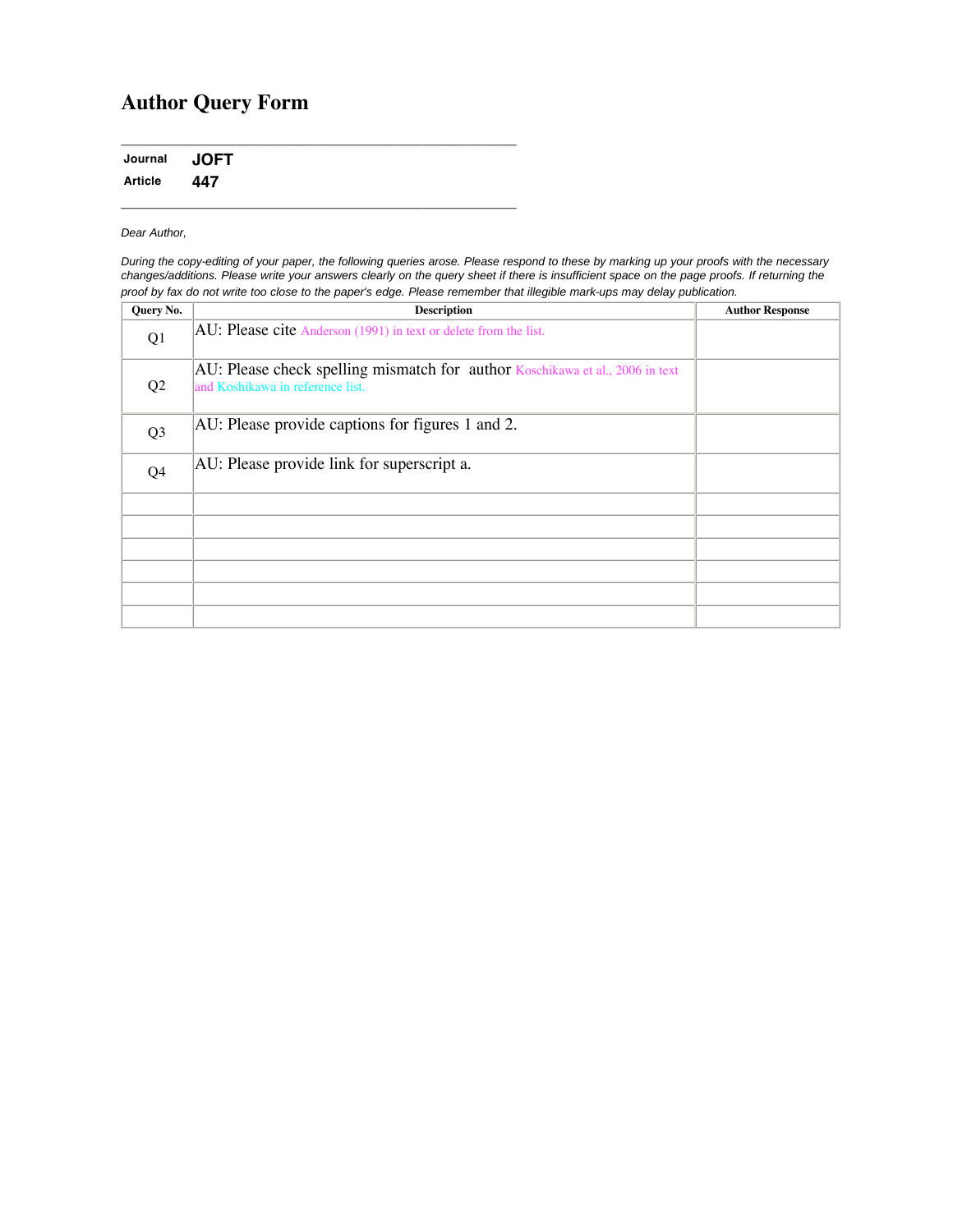# Author Query Form

| | |
|---|---|
| **Journal** | **JOFT** |
| **Article** | **447** |

*Dear Author,*

*During the copy-editing of your paper, the following queries arose. Please respond to these by marking up your proofs with the necessary changes/additions. Please write your answers clearly on the query sheet if there is insufficient space on the page proofs. If returning the proof by fax do not write too close to the paper's edge. Please remember that illegible mark-ups may delay publication.*

| Query No. | Description | Author Response |
|---|---|---|
| Q1 | AU: Please cite Anderson (1991) in text or delete from the list. | |
| Q2 | AU: Please check spelling mismatch for author Koschikawa et al., 2006 in text and Koshikawa in reference list. | |
| Q3 | AU: Please provide captions for figures 1 and 2. | |
| Q4 | AU: Please provide link for superscript a. | |
| | | |
| | | |
| | | |
| | | |
| | | |
| | | |